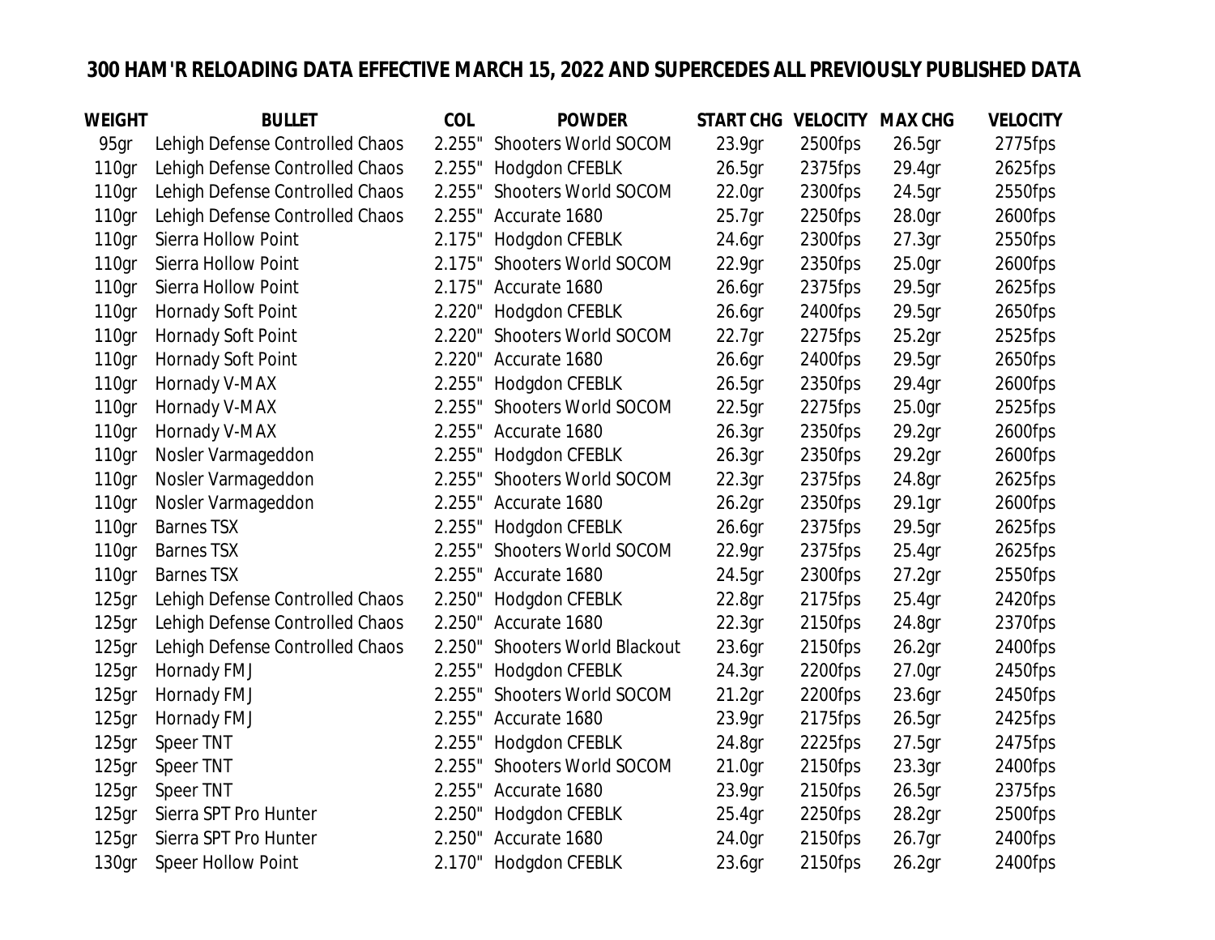**300 HAM'R RELOADING DATA EFFECTIVE MARCH 15, 2022 AND SUPERCEDES ALL PREVIOUSLY PUBLISHED DATA**

| WEIGHT | BULLET | COL | POWDER | START CHG | VELOCITY | MAX CHG | VELOCITY |
|---|---|---|---|---|---|---|---|
| 95gr | Lehigh Defense Controlled Chaos | 2.255" | Shooters World SOCOM | 23.9gr | 2500fps | 26.5gr | 2775fps |
| 110gr | Lehigh Defense Controlled Chaos | 2.255" | Hodgdon CFEBLK | 26.5gr | 2375fps | 29.4gr | 2625fps |
| 110gr | Lehigh Defense Controlled Chaos | 2.255" | Shooters World SOCOM | 22.0gr | 2300fps | 24.5gr | 2550fps |
| 110gr | Lehigh Defense Controlled Chaos | 2.255" | Accurate 1680 | 25.7gr | 2250fps | 28.0gr | 2600fps |
| 110gr | Sierra Hollow Point | 2.175" | Hodgdon CFEBLK | 24.6gr | 2300fps | 27.3gr | 2550fps |
| 110gr | Sierra Hollow Point | 2.175" | Shooters World SOCOM | 22.9gr | 2350fps | 25.0gr | 2600fps |
| 110gr | Sierra Hollow Point | 2.175" | Accurate 1680 | 26.6gr | 2375fps | 29.5gr | 2625fps |
| 110gr | Hornady Soft Point | 2.220" | Hodgdon CFEBLK | 26.6gr | 2400fps | 29.5gr | 2650fps |
| 110gr | Hornady Soft Point | 2.220" | Shooters World SOCOM | 22.7gr | 2275fps | 25.2gr | 2525fps |
| 110gr | Hornady Soft Point | 2.220" | Accurate 1680 | 26.6gr | 2400fps | 29.5gr | 2650fps |
| 110gr | Hornady V-MAX | 2.255" | Hodgdon CFEBLK | 26.5gr | 2350fps | 29.4gr | 2600fps |
| 110gr | Hornady V-MAX | 2.255" | Shooters World SOCOM | 22.5gr | 2275fps | 25.0gr | 2525fps |
| 110gr | Hornady V-MAX | 2.255" | Accurate 1680 | 26.3gr | 2350fps | 29.2gr | 2600fps |
| 110gr | Nosler Varmageddon | 2.255" | Hodgdon CFEBLK | 26.3gr | 2350fps | 29.2gr | 2600fps |
| 110gr | Nosler Varmageddon | 2.255" | Shooters World SOCOM | 22.3gr | 2375fps | 24.8gr | 2625fps |
| 110gr | Nosler Varmageddon | 2.255" | Accurate 1680 | 26.2gr | 2350fps | 29.1gr | 2600fps |
| 110gr | Barnes TSX | 2.255" | Hodgdon CFEBLK | 26.6gr | 2375fps | 29.5gr | 2625fps |
| 110gr | Barnes TSX | 2.255" | Shooters World SOCOM | 22.9gr | 2375fps | 25.4gr | 2625fps |
| 110gr | Barnes TSX | 2.255" | Accurate 1680 | 24.5gr | 2300fps | 27.2gr | 2550fps |
| 125gr | Lehigh Defense Controlled Chaos | 2.250" | Hodgdon CFEBLK | 22.8gr | 2175fps | 25.4gr | 2420fps |
| 125gr | Lehigh Defense Controlled Chaos | 2.250" | Accurate 1680 | 22.3gr | 2150fps | 24.8gr | 2370fps |
| 125gr | Lehigh Defense Controlled Chaos | 2.250" | Shooters World Blackout | 23.6gr | 2150fps | 26.2gr | 2400fps |
| 125gr | Hornady FMJ | 2.255" | Hodgdon CFEBLK | 24.3gr | 2200fps | 27.0gr | 2450fps |
| 125gr | Hornady FMJ | 2.255" | Shooters World SOCOM | 21.2gr | 2200fps | 23.6gr | 2450fps |
| 125gr | Hornady FMJ | 2.255" | Accurate 1680 | 23.9gr | 2175fps | 26.5gr | 2425fps |
| 125gr | Speer TNT | 2.255" | Hodgdon CFEBLK | 24.8gr | 2225fps | 27.5gr | 2475fps |
| 125gr | Speer TNT | 2.255" | Shooters World SOCOM | 21.0gr | 2150fps | 23.3gr | 2400fps |
| 125gr | Speer TNT | 2.255" | Accurate 1680 | 23.9gr | 2150fps | 26.5gr | 2375fps |
| 125gr | Sierra SPT Pro Hunter | 2.250" | Hodgdon CFEBLK | 25.4gr | 2250fps | 28.2gr | 2500fps |
| 125gr | Sierra SPT Pro Hunter | 2.250" | Accurate 1680 | 24.0gr | 2150fps | 26.7gr | 2400fps |
| 130gr | Speer Hollow Point | 2.170" | Hodgdon CFEBLK | 23.6gr | 2150fps | 26.2gr | 2400fps |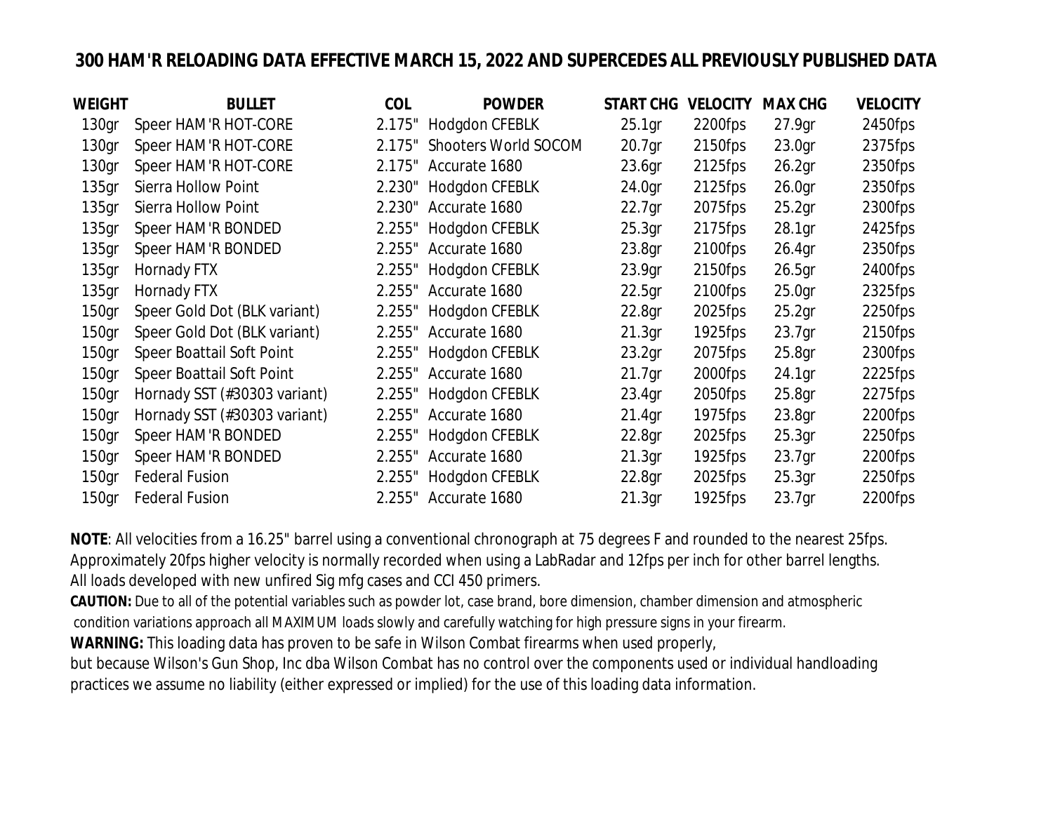# 300 HAM'R RELOADING DATA EFFECTIVE MARCH 15, 2022 AND SUPERCEDES ALL PREVIOUSLY PUBLISHED DATA

| WEIGHT | BULLET | COL | POWDER | START CHG | VELOCITY | MAX CHG | VELOCITY |
|---|---|---|---|---|---|---|---|
| 130gr | Speer HAM'R HOT-CORE | 2.175" | Hodgdon CFEBLK | 25.1gr | 2200fps | 27.9gr | 2450fps |
| 130gr | Speer HAM'R HOT-CORE | 2.175" | Shooters World SOCOM | 20.7gr | 2150fps | 23.0gr | 2375fps |
| 130gr | Speer HAM'R HOT-CORE | 2.175" | Accurate 1680 | 23.6gr | 2125fps | 26.2gr | 2350fps |
| 135gr | Sierra Hollow Point | 2.230" | Hodgdon CFEBLK | 24.0gr | 2125fps | 26.0gr | 2350fps |
| 135gr | Sierra Hollow Point | 2.230" | Accurate 1680 | 22.7gr | 2075fps | 25.2gr | 2300fps |
| 135gr | Speer HAM'R BONDED | 2.255" | Hodgdon CFEBLK | 25.3gr | 2175fps | 28.1gr | 2425fps |
| 135gr | Speer HAM'R BONDED | 2.255" | Accurate 1680 | 23.8gr | 2100fps | 26.4gr | 2350fps |
| 135gr | Hornady FTX | 2.255" | Hodgdon CFEBLK | 23.9gr | 2150fps | 26.5gr | 2400fps |
| 135gr | Hornady FTX | 2.255" | Accurate 1680 | 22.5gr | 2100fps | 25.0gr | 2325fps |
| 150gr | Speer Gold Dot (BLK variant) | 2.255" | Hodgdon CFEBLK | 22.8gr | 2025fps | 25.2gr | 2250fps |
| 150gr | Speer Gold Dot (BLK variant) | 2.255" | Accurate 1680 | 21.3gr | 1925fps | 23.7gr | 2150fps |
| 150gr | Speer Boattail Soft Point | 2.255" | Hodgdon CFEBLK | 23.2gr | 2075fps | 25.8gr | 2300fps |
| 150gr | Speer Boattail Soft Point | 2.255" | Accurate 1680 | 21.7gr | 2000fps | 24.1gr | 2225fps |
| 150gr | Hornady SST (#30303 variant) | 2.255" | Hodgdon CFEBLK | 23.4gr | 2050fps | 25.8gr | 2275fps |
| 150gr | Hornady SST (#30303 variant) | 2.255" | Accurate 1680 | 21.4gr | 1975fps | 23.8gr | 2200fps |
| 150gr | Speer HAM'R BONDED | 2.255" | Hodgdon CFEBLK | 22.8gr | 2025fps | 25.3gr | 2250fps |
| 150gr | Speer HAM'R BONDED | 2.255" | Accurate 1680 | 21.3gr | 1925fps | 23.7gr | 2200fps |
| 150gr | Federal Fusion | 2.255" | Hodgdon CFEBLK | 22.8gr | 2025fps | 25.3gr | 2250fps |
| 150gr | Federal Fusion | 2.255" | Accurate 1680 | 21.3gr | 1925fps | 23.7gr | 2200fps |

**NOTE**: All velocities from a 16.25" barrel using a conventional chronograph at 75 degrees F and rounded to the nearest 25fps. Approximately 20fps higher velocity is normally recorded when using a LabRadar and 12fps per inch for other barrel lengths. All loads developed with new unfired Sig mfg cases and CCI 450 primers.

**CAUTION:** Due to all of the potential variables such as powder lot, case brand, bore dimension, chamber dimension and atmospheric condition variations approach all MAXIMUM loads slowly and carefully watching for high pressure signs in your firearm.

**WARNING:** This loading data has proven to be safe in Wilson Combat firearms when used properly, but because Wilson's Gun Shop, Inc dba Wilson Combat has no control over the components used or individual handloading practices we assume no liability (either expressed or implied) for the use of this loading data information.